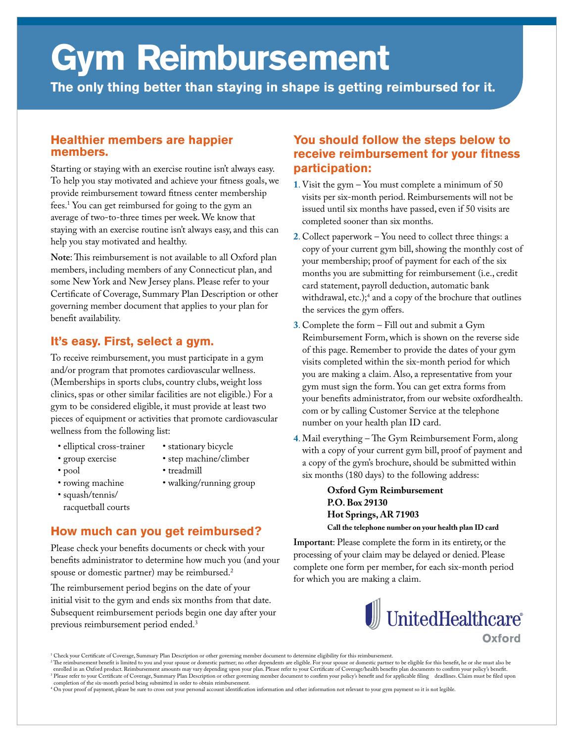# Gym Reimbursement

**The only thing better than staying in shape is getting reimbursed for it.**

## Healthier members are happier members.

Starting or staying with an exercise routine isn't always easy. To help you stay motivated and achieve your fitness goals, we provide reimbursement toward fitness center membership fees.[1] You can get reimbursed for going to the gym an average of two-to-three times per week. We know that staying with an exercise routine isn't always easy, and this can help you stay motivated and healthy.

**Note**: This reimbursement is not available to all Oxford plan members, including members of any Connecticut plan, and some New York and New Jersey plans. Please refer to your Certificate of Coverage, Summary Plan Description or other governing member document that applies to your plan for benefit availability.

## It's easy. First, select a gym.

To receive reimbursement, you must participate in a gym and/or program that promotes cardiovascular wellness. (Memberships in sports clubs, country clubs, weight loss clinics, spas or other similar facilities are not eligible.) For a gym to be considered eligible, it must provide at least two pieces of equipment or activities that promote cardiovascular wellness from the following list:

- elliptical cross-trainer
- group exercise
- pool
- rowing machine
- squash/tennis/racquetball courts
- stationary bicycle
- step machine/climber
- treadmill
- walking/running group

## How much can you get reimbursed?

Please check your benefits documents or check with your benefits administrator to determine how much you (and your spouse or domestic partner) may be reimbursed.[2]

The reimbursement period begins on the date of your initial visit to the gym and ends six months from that date. Subsequent reimbursement periods begin one day after your previous reimbursement period ended.[3]

## You should follow the steps below to receive reimbursement for your fitness participation:

1. Visit the gym – You must complete a minimum of 50 visits per six-month period. Reimbursements will not be issued until six months have passed, even if 50 visits are completed sooner than six months.
2. Collect paperwork – You need to collect three things: a copy of your current gym bill, showing the monthly cost of your membership; proof of payment for each of the six months you are submitting for reimbursement (i.e., credit card statement, payroll deduction, automatic bank withdrawal, etc.);[4] and a copy of the brochure that outlines the services the gym offers.
3. Complete the form – Fill out and submit a Gym Reimbursement Form, which is shown on the reverse side of this page. Remember to provide the dates of your gym visits completed within the six-month period for which you are making a claim. Also, a representative from your gym must sign the form. You can get extra forms from your benefits administrator, from our website oxfordhealth.com or by calling Customer Service at the telephone number on your health plan ID card.
4. Mail everything – The Gym Reimbursement Form, along with a copy of your current gym bill, proof of payment and a copy of the gym's brochure, should be submitted within six months (180 days) to the following address:

**Oxford Gym Reimbursement**
**P.O. Box 29130**
**Hot Springs, AR 71903**
**Call the telephone number on your health plan ID card**

**Important**: Please complete the form in its entirety, or the processing of your claim may be delayed or denied. Please complete one form per member, for each six-month period for which you are making a claim.

UnitedHealthcare® Oxford

[1] Check your Certificate of Coverage, Summary Plan Description or other governing member document to determine eligibility for this reimbursement.
[2] The reimbursement benefit is limited to you and your spouse or domestic partner; no other dependents are eligible. For your spouse or domestic partner to be eligible for this benefit, he or she must also be enrolled in an Oxford product. Reimbursement amounts may vary depending upon your plan. Please refer to your Certificate of Coverage/health benefits plan documents to confirm your policy's benefit.
[3] Please refer to your Certificate of Coverage, Summary Plan Description or other governing member document to confirm your policy's benefit and for applicable filing deadlines. Claim must be filed upon completion of the six-month period being submitted in order to obtain reimbursement.
[4] On your proof of payment, please be sure to cross out your personal account identification information and other information not relevant to your gym payment so it is not legible.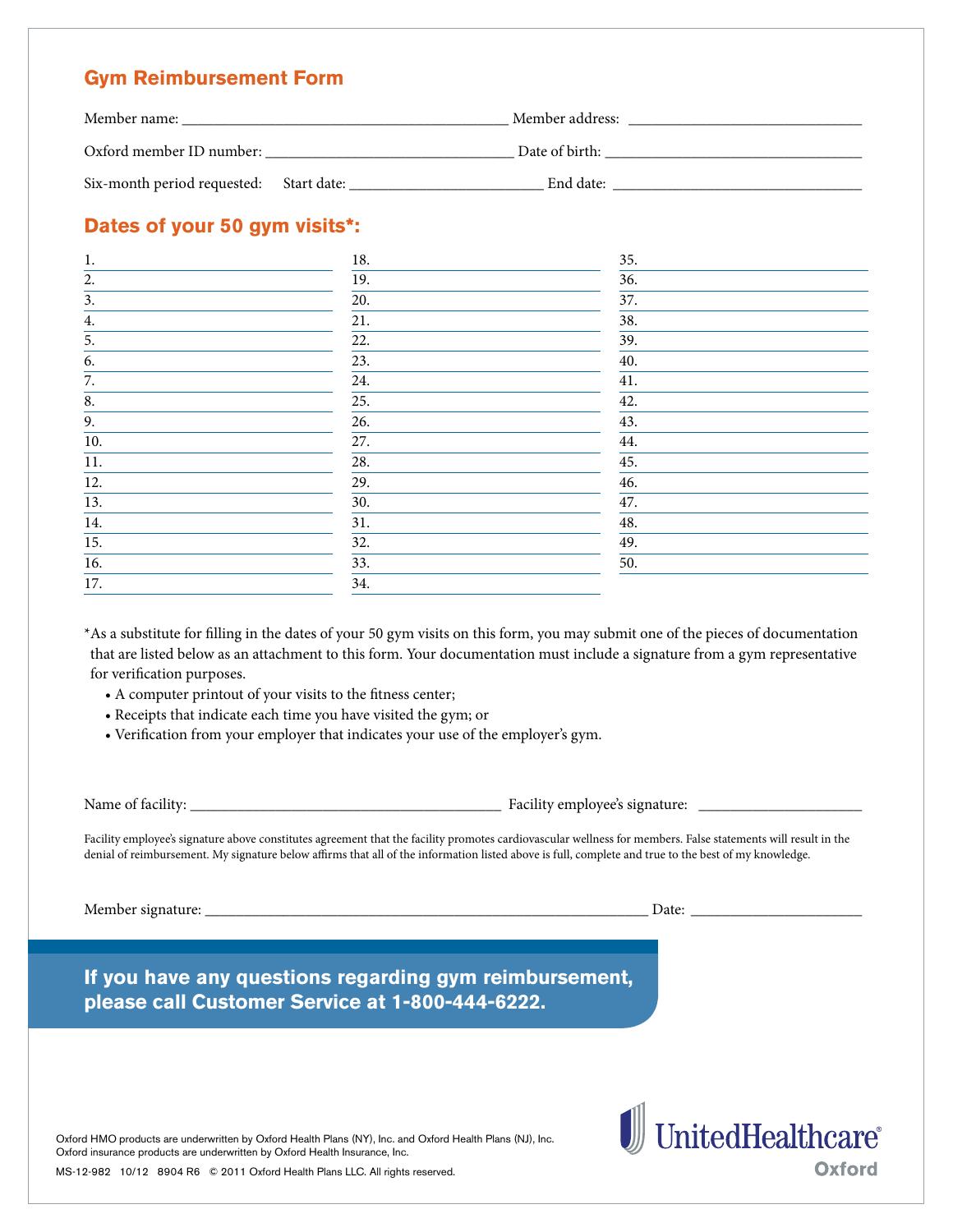## Gym Reimbursement Form

Member name: ________________________________________ Member address: ______________________________

Oxford member ID number: ________________________________ Date of birth: _________________________________

Six-month period requested: Start date: _________________________ End date: _________________________________

## Dates of your 50 gym visits*:

| | | |
|---|---|---|
| 1. | 18. | 35. |
| 2. | 19. | 36. |
| 3. | 20. | 37. |
| 4. | 21. | 38. |
| 5. | 22. | 39. |
| 6. | 23. | 40. |
| 7. | 24. | 41. |
| 8. | 25. | 42. |
| 9. | 26. | 43. |
| 10. | 27. | 44. |
| 11. | 28. | 45. |
| 12. | 29. | 46. |
| 13. | 30. | 47. |
| 14. | 31. | 48. |
| 15. | 32. | 49. |
| 16. | 33. | 50. |
| 17. | 34. | |

*As a substitute for filling in the dates of your 50 gym visits on this form, you may submit one of the pieces of documentation that are listed below as an attachment to this form. Your documentation must include a signature from a gym representative for verification purposes.

- A computer printout of your visits to the fitness center;
- Receipts that indicate each time you have visited the gym; or
- Verification from your employer that indicates your use of the employer's gym.

Name of facility: ________________________________________ Facility employee's signature: _____________________

Facility employee's signature above constitutes agreement that the facility promotes cardiovascular wellness for members. False statements will result in the denial of reimbursement. My signature below affirms that all of the information listed above is full, complete and true to the best of my knowledge.

Member signature: ____________________________________________________________ Date: ______________________

**If you have any questions regarding gym reimbursement, please call Customer Service at 1-800-444-6222.**

Oxford HMO products are underwritten by Oxford Health Plans (NY), Inc. and Oxford Health Plans (NJ), Inc.
Oxford insurance products are underwritten by Oxford Health Insurance, Inc.

MS-12-982 10/12 8904 R6 © 2011 Oxford Health Plans LLC. All rights reserved.

UnitedHealthcare® Oxford